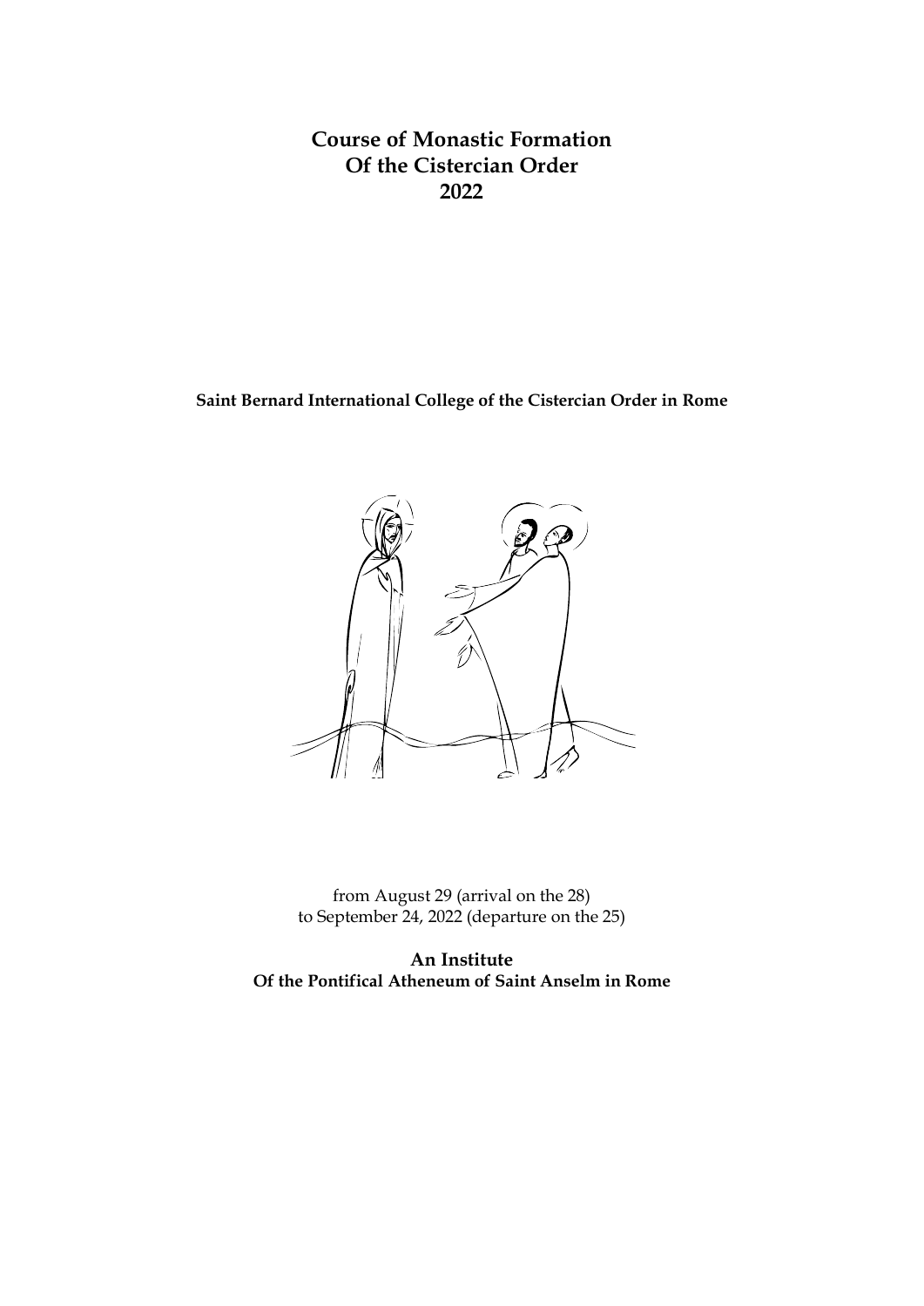# Course of Monastic Formation
# Of the Cistercian Order
# 2022

**Saint Bernard International College of the Cistercian Order in Rome**

from August 29 (arrival on the 28)
to September 24, 2022 (departure on the 25)

**An Institute**
**Of the Pontifical Atheneum of Saint Anselm in Rome**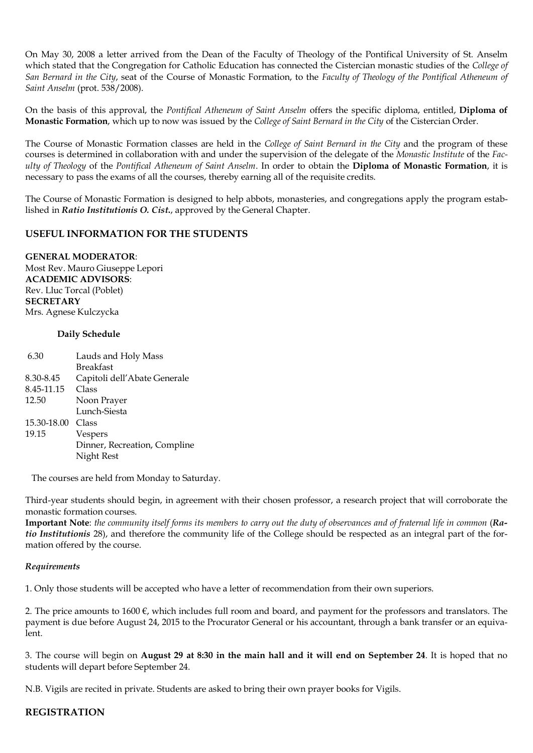On May 30, 2008 a letter arrived from the Dean of the Faculty of Theology of the Pontifical University of St. Anselm which stated that the Congregation for Catholic Education has connected the Cistercian monastic studies of the *College of San Bernard in the City*, seat of the Course of Monastic Formation, to the *Faculty of Theology of the Pontifical Atheneum of Saint Anselm* (prot. 538/2008).

On the basis of this approval, the *Pontifical Atheneum of Saint Anselm* offers the specific diploma, entitled, **Diploma of Monastic Formation**, which up to now was issued by the *College of Saint Bernard in the City* of the Cistercian Order.

The Course of Monastic Formation classes are held in the *College of Saint Bernard in the City* and the program of these courses is determined in collaboration with and under the supervision of the delegate of the *Monastic Institute* of the *Faculty of Theology* of the *Pontifical Atheneum of Saint Anselm*. In order to obtain the **Diploma of Monastic Formation**, it is necessary to pass the exams of all the courses, thereby earning all of the requisite credits.

The Course of Monastic Formation is designed to help abbots, monasteries, and congregations apply the program established in ***Ratio Institutionis O. Cist.***, approved by the General Chapter.

## USEFUL INFORMATION FOR THE STUDENTS

**GENERAL MODERATOR**:
Most Rev. Mauro Giuseppe Lepori
**ACADEMIC ADVISORS**:
Rev. Lluc Torcal (Poblet)
**SECRETARY**
Mrs. Agnese Kulczycka

### Daily Schedule

| | |
|---|---|
| 6.30 | Lauds and Holy Mass |
| | Breakfast |
| 8.30-8.45 | Capitoli dell'Abate Generale |
| 8.45-11.15 | Class |
| 12.50 | Noon Prayer |
| | Lunch-Siesta |
| 15.30-18.00 | Class |
| 19.15 | Vespers |
| | Dinner, Recreation, Compline |
| | Night Rest |

The courses are held from Monday to Saturday.

Third-year students should begin, in agreement with their chosen professor, a research project that will corroborate the monastic formation courses.
**Important Note**: *the community itself forms its members to carry out the duty of observances and of fraternal life in common* (***Ratio Institutionis*** 28), and therefore the community life of the College should be respected as an integral part of the formation offered by the course.

### *Requirements*

1. Only those students will be accepted who have a letter of recommendation from their own superiors.

2. The price amounts to 1600 €, which includes full room and board, and payment for the professors and translators. The payment is due before August 24, 2015 to the Procurator General or his accountant, through a bank transfer or an equivalent.

3. The course will begin on **August 29 at 8:30 in the main hall and it will end on September 24**. It is hoped that no students will depart before September 24.

N.B. Vigils are recited in private. Students are asked to bring their own prayer books for Vigils.

## REGISTRATION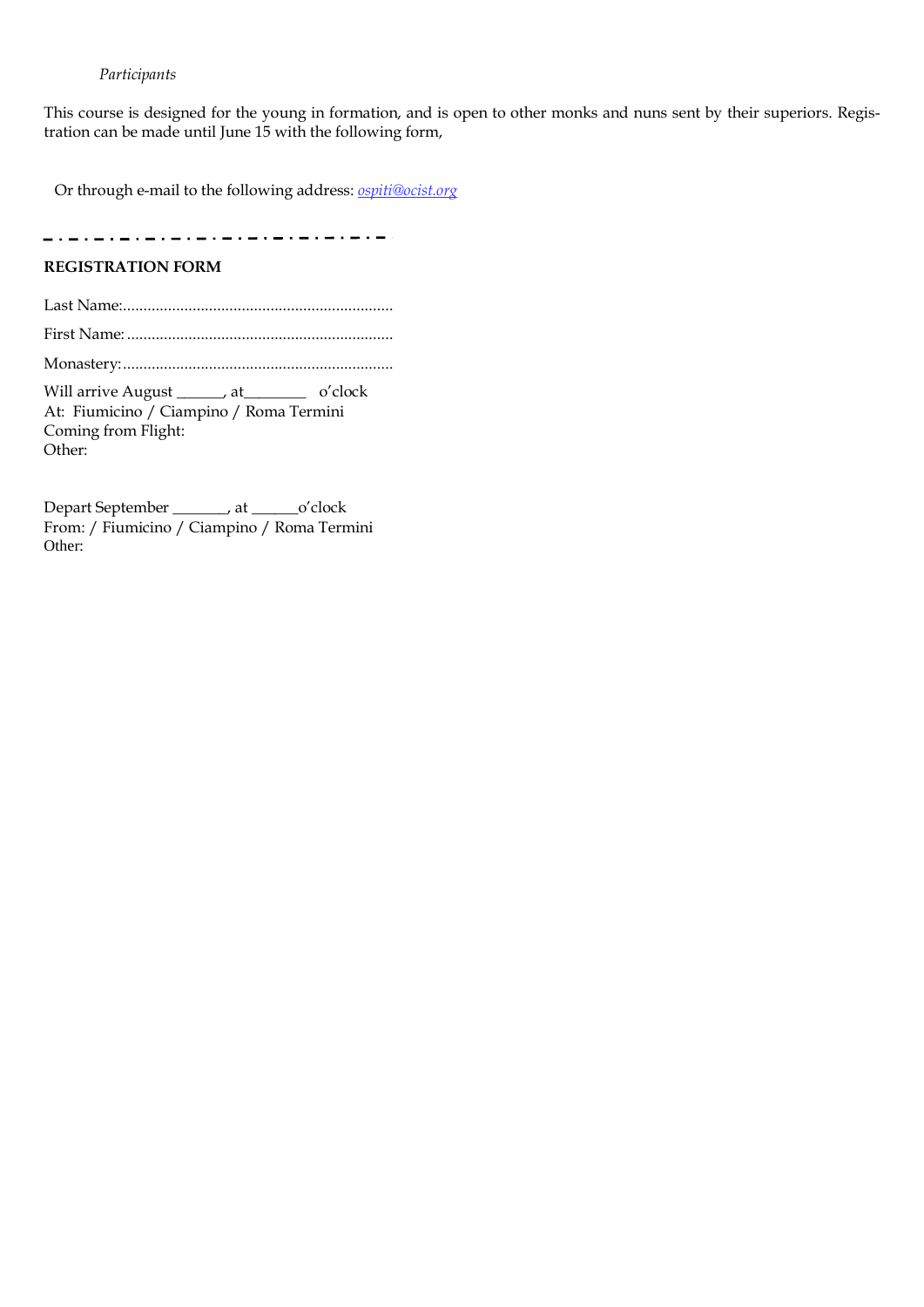*Participants*

This course is designed for the young in formation, and is open to other monks and nuns sent by their superiors. Registration can be made until June 15 with the following form,

Or through e-mail to the following address: ospiti@ocist.org

---

**REGISTRATION FORM**

Last Name:..................................................................

First Name: .................................................................

Monastery:..................................................................

Will arrive August ______, at________ o'clock
At: Fiumicino / Ciampino / Roma Termini
Coming from Flight:
Other:

Depart September _______, at ______o'clock
From: / Fiumicino / Ciampino / Roma Termini
Other: